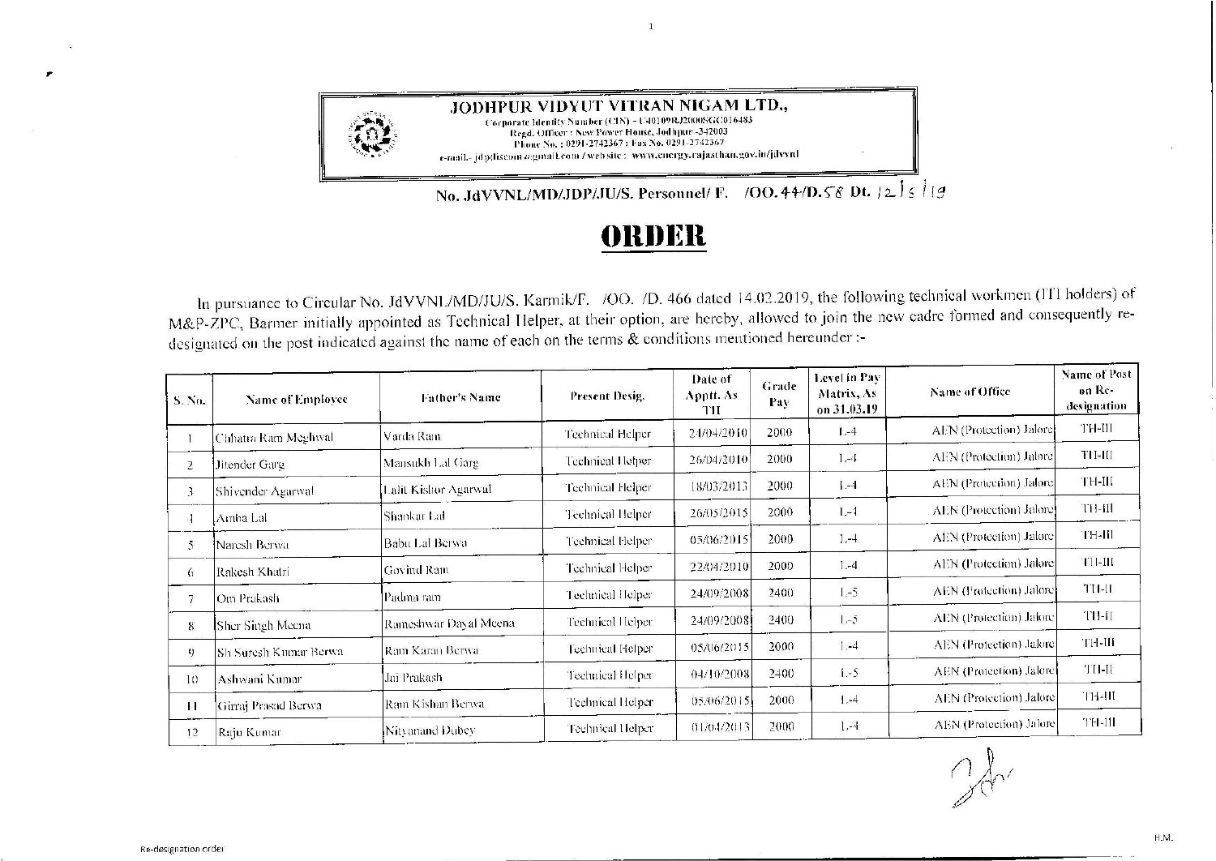# JODHPUR VIDYUT VITRAN NIGAM LTD.,

Corporate Identity Number (CIN) - U40109RJ2000SGC016483
Regd. Officer : New Power House, Jodhpur -342003
Phone No. : 0291-2742367 : Fax No. 0291-2742367
e-mail.- jdpdiscom@gmail.com / website : www.energy.rajasthan.gov.in/jdvvnl

No. JdVVNL/MD/JDP/JU/S. Personnel/ F. /OO.44/D.58 Dt. 12/5/19

# ORDER

In pursuance to Circular No. JdVVNL/MD/JU/S. Karmik/F. /OO. /D. 466 dated 14.02.2019, the following technical workmen (ITI holders) of M&P-ZPC, Barmer initially appointed as Technical Helper, at their option, are hereby, allowed to join the new cadre formed and consequently re-designated on the post indicated against the name of each on the terms & conditions mentioned hereunder :-

| S. No. | Name of Employee | Father's Name | Present Desig. | Date of Apptt. As TH | Grade Pay | Level in Pay Matrix, As on 31.03.19 | Name of Office | Name of Post on Re-designation |
|---|---|---|---|---|---|---|---|---|
| 1 | Chhatra Ram Meghwal | Varda Ram | Technical Helper | 24/04/2010 | 2000 | L-4 | AEN (Protection) Jalore | TH-III |
| 2 | Jitender Garg | Mansukh Lal Garg | Technical Helper | 26/04/2010 | 2000 | L-4 | AEN (Protection) Jalore | TH-III |
| 3 | Shivender Agarwal | Lalit Kishor Agarwal | Technical Helper | 18/03/2013 | 2000 | L-4 | AEN (Protection) Jalore | TH-III |
| 4 | Amba Lal | Shankar Lal | Technical Helper | 26/05/2015 | 2000 | L-4 | AEN (Protection) Jalore | TH-III |
| 5 | Naresh Berwa | Babu Lal Berwa | Technical Helper | 05/06/2015 | 2000 | L-4 | AEN (Protection) Jalore | TH-III |
| 6 | Rakesh Khatri | Govind Ram | Technical Helper | 22/04/2010 | 2000 | L-4 | AEN (Protection) Jalore | TH-III |
| 7 | Om Prakash | Padma ram | Technical Helper | 24/09/2008 | 2400 | L-5 | AEN (Protection) Jalore | TH-II |
| 8 | Sher Singh Meena | Rameshwar Dayal Meena | Technical Helper | 24/09/2008 | 2400 | L-5 | AEN (Protection) Jalore | TH-II |
| 9 | Sh Suresh Kumar Berwa | Ram Karan Berwa | Technical Helper | 05/06/2015 | 2000 | L-4 | AEN (Protection) Jalore | TH-III |
| 10 | Ashwani Kumar | Jai Prakash | Technical Helper | 04/10/2008 | 2400 | L-5 | AEN (Protection) Jalore | TH-II |
| 11 | Girraj Prasad Berwa | Ram Kishan Berwa | Technical Helper | 05/06/2015 | 2000 | L-4 | AEN (Protection) Jalore | TH-III |
| 12 | Raju Kumar | Nityanand Dubey | Technical Helper | 01/04/2013 | 2000 | L-4 | AEN (Protection) Jalore | TH-III |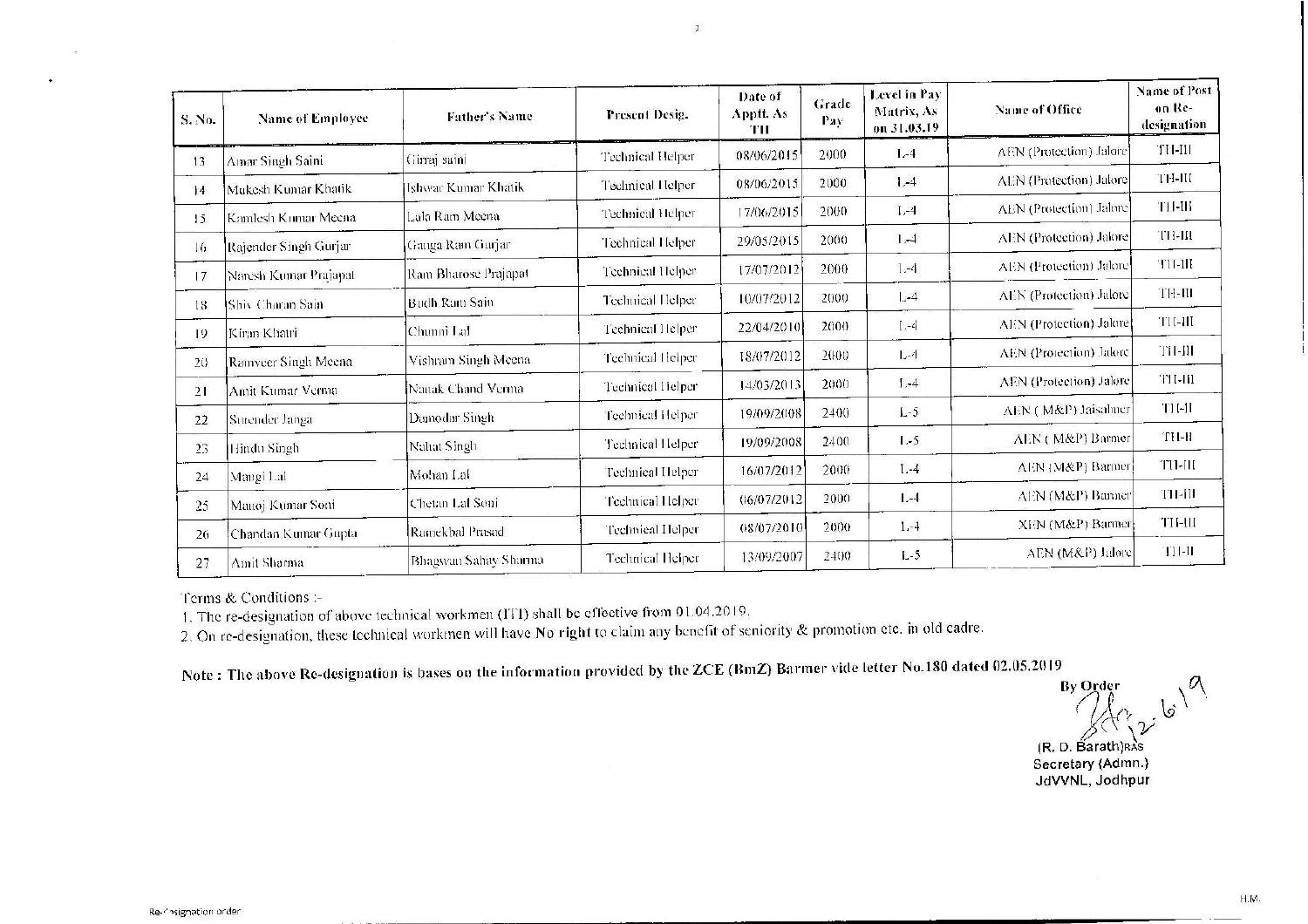| S. No. | Name of Employee | Father's Name | Present Desig. | Date of Apptt. As TH | Grade Pay | Level in Pay Matrix, As on 31.03.19 | Name of Office | Name of Post on Re-designation |
|---|---|---|---|---|---|---|---|---|
| 13 | Amar Singh Saini | Girraj saini | Technical Helper | 08/06/2015 | 2000 | L-4 | AEN (Protection) Jalore | TH-III |
| 14 | Mukesh Kumar Khatik | Ishwar Kumar Khatik | Technical Helper | 08/06/2015 | 2000 | L-4 | AEN (Protection) Jalore | TH-III |
| 15 | Kamlesh Kumar Meena | Lala Ram Meena | Technical Helper | 17/06/2015 | 2000 | L-4 | AEN (Protection) Jalore | TH-III |
| 16 | Rajender Singh Gurjar | Ganga Ram Gurjar | Technical Helper | 29/05/2015 | 2000 | L-4 | AEN (Protection) Jalore | TH-III |
| 17 | Naresh Kumar Prajapat | Ram Bharose Prajapat | Technical Helper | 17/07/2012 | 2000 | L-4 | AEN (Protection) Jalore | TH-III |
| 18 | Shiv Charan Sain | Budh Ram Sain | Technical Helper | 10/07/2012 | 2000 | L-4 | AEN (Protection) Jalore | TH-III |
| 19 | Kiran Khatri | Chunni Lal | Technical Helper | 22/04/2010 | 2000 | L-4 | AEN (Protection) Jalore | TH-III |
| 20 | Ramveer Singh Meena | Vishram Singh Meena | Technical Helper | 18/07/2012 | 2000 | L-4 | AEN (Protection) Jalore | TH-III |
| 21 | Amit Kumar Verma | Nanak Chand Verma | Technical Helper | 14/03/2013 | 2000 | L-4 | AEN (Protection) Jalore | TH-III |
| 22 | Surender Janga | Damodar Singh | Technical Helper | 19/09/2008 | 2400 | L-5 | AEN ( M&P) Jaisalmer | TH-II |
| 23 | Hindu Singh | Nahat Singh | Technical Helper | 19/09/2008 | 2400 | L-5 | AEN ( M&P) Barmer | TH-II |
| 24 | Mangi Lal | Mohan Lal | Technical Helper | 16/07/2012 | 2000 | L-4 | AEN (M&P) Barmer | TH-III |
| 25 | Manoj Kumar Soni | Chetan Lal Soni | Technical Helper | 06/07/2012 | 2000 | L-4 | AEN (M&P) Barmer | TH-III |
| 26 | Chandan Kumar Gupta | Ramekbal Prasad | Technical Helper | 08/07/2010 | 2000 | L-4 | XEN (M&P) Barmer | TH-III |
| 27 | Amit Sharma | Bhagwan Sahay Sharma | Technical Helper | 13/09/2007 | 2400 | L-5 | AEN (M&P) Jalore | TH-II |

Terms & Conditions :-

1. The re-designation of above technical workmen (ITI) shall be effective from 01.04.2019.
2. On re-designation, these technical workmen will have No right to claim any benefit of seniority & promotion etc. in old cadre.

**Note : The above Re-designation is bases on the information provided by the ZCE (BmZ) Barmer vide letter No.180 dated 02.05.2019**

By Order

12.6.19

(R. D. Barath)RAS
Secretary (Admn.)
JdVVNL, Jodhpur

Re-designation order

H.M.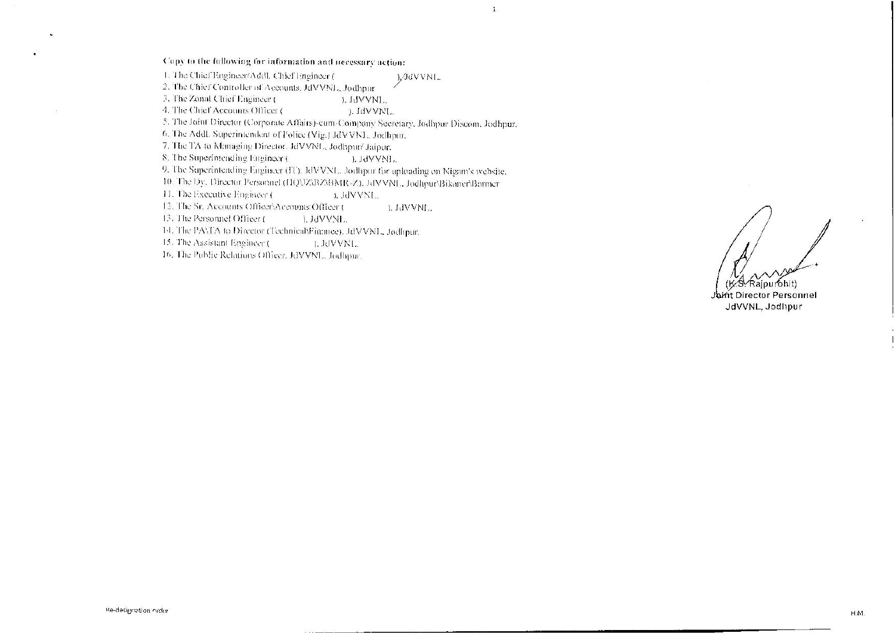**Copy to the following for information and necessary action:**

1. The Chief Engineer/Addl. Chief Engineer ( ), JdVVNL.
2. The Chief Controller of Accounts, JdVVNL, Jodhpur
3. The Zonal Chief Engineer ( ), JdVVNL.
4. The Chief Accounts Officer ( ), JdVVNL.
5. The Joint Director (Corporate Affairs)-cum-Company Secretary, Jodhpur Discom, Jodhpur.
6. The Addl. Superintendent of Police (Vig.) JdVVNL, Jodhpur.
7. The TA to Managing Director, JdVVNL, Jodhpur/ Jaipur.
8. The Superintending Engineer ( ), JdVVNL.
9. The Superintending Engineer (IT), JdVVNL, Jodhpur for uploading on Nigam's website.
10. The Dy. Director Personnel (HQ\Z\BZ\BMR-Z), JdVVNL, Jodhpur\Bikaner\Barmer
11. The Executive Engineer ( ), JdVVNL.
12. The Sr. Accounts Officer\Accounts Officer ( ), JdVVNL.
13. The Personnel Officer ( ), JdVVNL.
14. The PA\TA to Director (Technical\Finance), JdVVNL, Jodhpur.
15. The Assistant Engineer ( ), JdVVNL.
16. The Public Relations Officer, JdVVNL, Jodhpur.

(K.S. Rajpurohit)
Joint Director Personnel
JdVVNL, Jodhpur